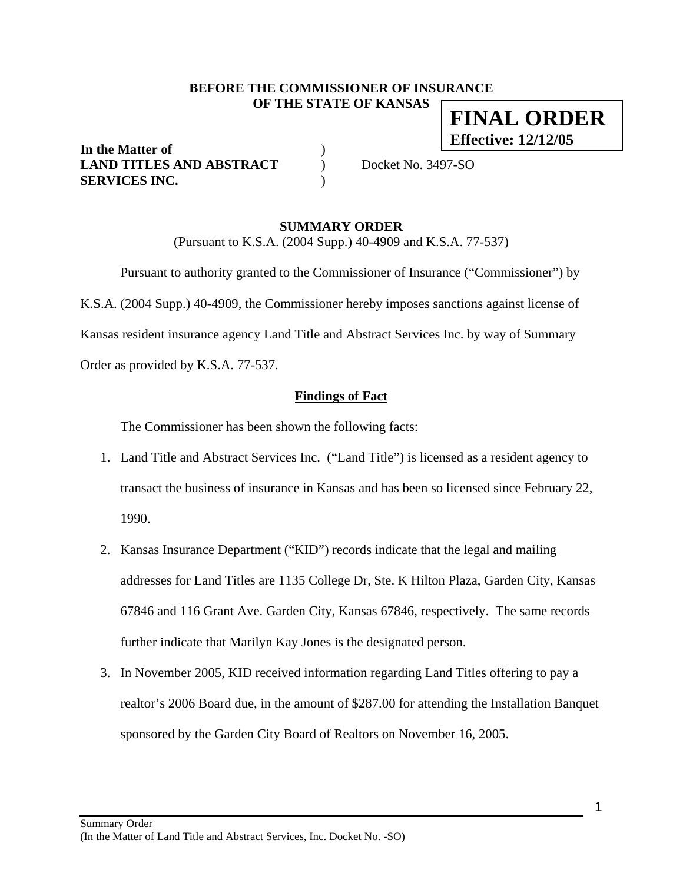**BEFORE THE COMMISSIONER OF INSURANCE**
**OF THE STATE OF KANSAS**

**FINAL ORDER**
**Effective: 12/12/05**

**In the Matter of** )
**LAND TITLES AND ABSTRACT** ) Docket No. 3497-SO
**SERVICES INC.** )

## SUMMARY ORDER

(Pursuant to K.S.A. (2004 Supp.) 40-4909 and K.S.A. 77-537)

Pursuant to authority granted to the Commissioner of Insurance ("Commissioner") by K.S.A. (2004 Supp.) 40-4909, the Commissioner hereby imposes sanctions against license of Kansas resident insurance agency Land Title and Abstract Services Inc. by way of Summary Order as provided by K.S.A. 77-537.

### Findings of Fact

The Commissioner has been shown the following facts:

1. Land Title and Abstract Services Inc. ("Land Title") is licensed as a resident agency to transact the business of insurance in Kansas and has been so licensed since February 22, 1990.
2. Kansas Insurance Department ("KID") records indicate that the legal and mailing addresses for Land Titles are 1135 College Dr, Ste. K Hilton Plaza, Garden City, Kansas 67846 and 116 Grant Ave. Garden City, Kansas 67846, respectively. The same records further indicate that Marilyn Kay Jones is the designated person.
3. In November 2005, KID received information regarding Land Titles offering to pay a realtor's 2006 Board due, in the amount of $287.00 for attending the Installation Banquet sponsored by the Garden City Board of Realtors on November 16, 2005.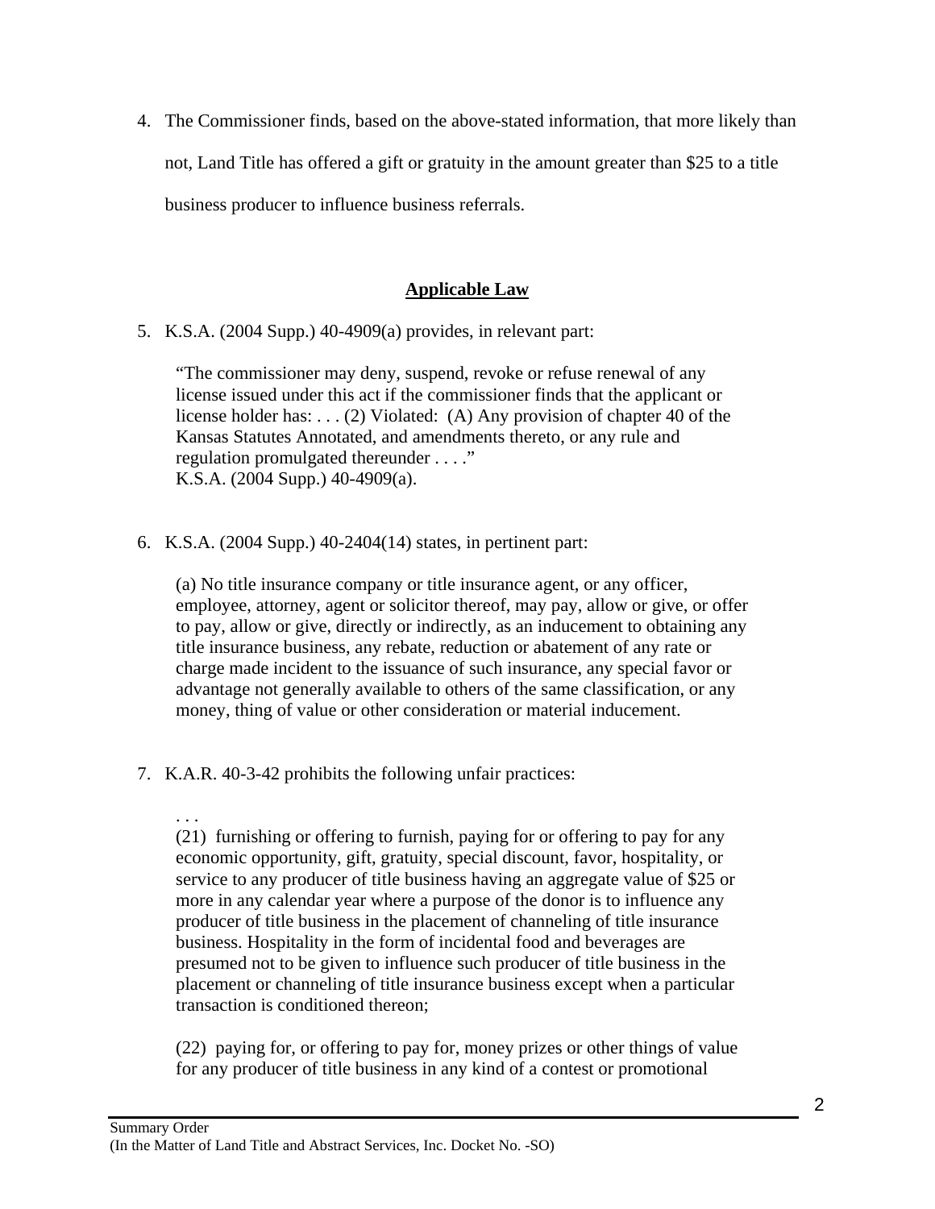4. The Commissioner finds, based on the above-stated information, that more likely than not, Land Title has offered a gift or gratuity in the amount greater than $25 to a title business producer to influence business referrals.

## **Applicable Law**

5. K.S.A. (2004 Supp.) 40-4909(a) provides, in relevant part:

   "The commissioner may deny, suspend, revoke or refuse renewal of any license issued under this act if the commissioner finds that the applicant or license holder has: . . . (2) Violated: (A) Any provision of chapter 40 of the Kansas Statutes Annotated, and amendments thereto, or any rule and regulation promulgated thereunder . . . ."
   K.S.A. (2004 Supp.) 40-4909(a).

6. K.S.A. (2004 Supp.) 40-2404(14) states, in pertinent part:

   (a) No title insurance company or title insurance agent, or any officer, employee, attorney, agent or solicitor thereof, may pay, allow or give, or offer to pay, allow or give, directly or indirectly, as an inducement to obtaining any title insurance business, any rebate, reduction or abatement of any rate or charge made incident to the issuance of such insurance, any special favor or advantage not generally available to others of the same classification, or any money, thing of value or other consideration or material inducement.

7. K.A.R. 40-3-42 prohibits the following unfair practices:

   . . .
   (21) furnishing or offering to furnish, paying for or offering to pay for any economic opportunity, gift, gratuity, special discount, favor, hospitality, or service to any producer of title business having an aggregate value of $25 or more in any calendar year where a purpose of the donor is to influence any producer of title business in the placement of channeling of title insurance business. Hospitality in the form of incidental food and beverages are presumed not to be given to influence such producer of title business in the placement or channeling of title insurance business except when a particular transaction is conditioned thereon;

   (22) paying for, or offering to pay for, money prizes or other things of value for any producer of title business in any kind of a contest or promotional

Summary Order
(In the Matter of Land Title and Abstract Services, Inc. Docket No. -SO)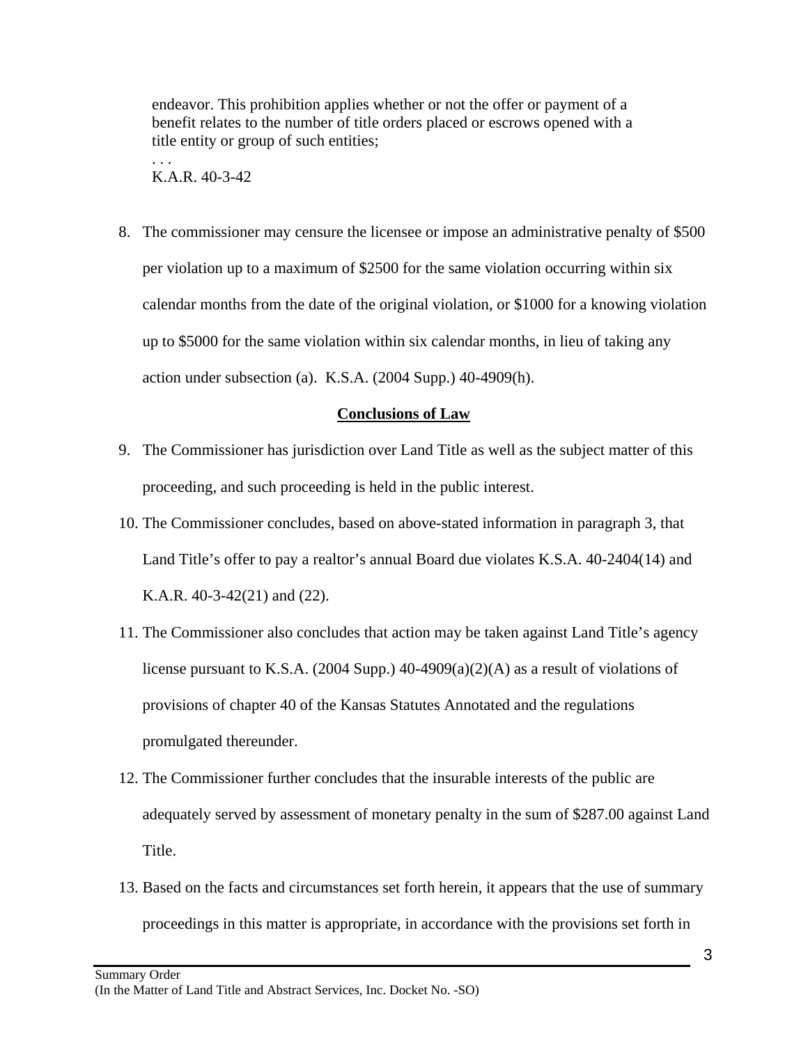> endeavor. This prohibition applies whether or not the offer or payment of a benefit relates to the number of title orders placed or escrows opened with a title entity or group of such entities;
>
> . . .
>
> K.A.R. 40-3-42

8. The commissioner may censure the licensee or impose an administrative penalty of $500 per violation up to a maximum of $2500 for the same violation occurring within six calendar months from the date of the original violation, or $1000 for a knowing violation up to $5000 for the same violation within six calendar months, in lieu of taking any action under subsection (a). K.S.A. (2004 Supp.) 40-4909(h).

**Conclusions of Law**

9. The Commissioner has jurisdiction over Land Title as well as the subject matter of this proceeding, and such proceeding is held in the public interest.

10. The Commissioner concludes, based on above-stated information in paragraph 3, that Land Title's offer to pay a realtor's annual Board due violates K.S.A. 40-2404(14) and K.A.R. 40-3-42(21) and (22).

11. The Commissioner also concludes that action may be taken against Land Title's agency license pursuant to K.S.A. (2004 Supp.) 40-4909(a)(2)(A) as a result of violations of provisions of chapter 40 of the Kansas Statutes Annotated and the regulations promulgated thereunder.

12. The Commissioner further concludes that the insurable interests of the public are adequately served by assessment of monetary penalty in the sum of $287.00 against Land Title.

13. Based on the facts and circumstances set forth herein, it appears that the use of summary proceedings in this matter is appropriate, in accordance with the provisions set forth in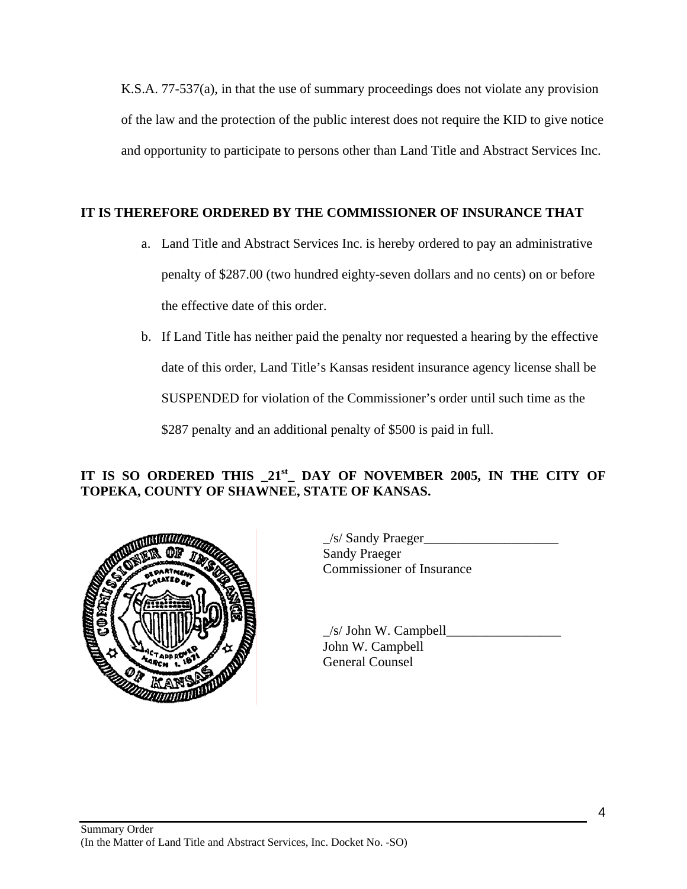K.S.A. 77-537(a), in that the use of summary proceedings does not violate any provision of the law and the protection of the public interest does not require the KID to give notice and opportunity to participate to persons other than Land Title and Abstract Services Inc.

**IT IS THEREFORE ORDERED BY THE COMMISSIONER OF INSURANCE THAT**

a. Land Title and Abstract Services Inc. is hereby ordered to pay an administrative penalty of $287.00 (two hundred eighty-seven dollars and no cents) on or before the effective date of this order.

b. If Land Title has neither paid the penalty nor requested a hearing by the effective date of this order, Land Title's Kansas resident insurance agency license shall be SUSPENDED for violation of the Commissioner's order until such time as the $287 penalty and an additional penalty of $500 is paid in full.

**IT IS SO ORDERED THIS _21st_ DAY OF NOVEMBER 2005, IN THE CITY OF TOPEKA, COUNTY OF SHAWNEE, STATE OF KANSAS.**

_/s/ Sandy Praeger____________________
Sandy Praeger
Commissioner of Insurance

_/s/ John W. Campbell_________________
John W. Campbell
General Counsel

Summary Order
(In the Matter of Land Title and Abstract Services, Inc. Docket No. -SO)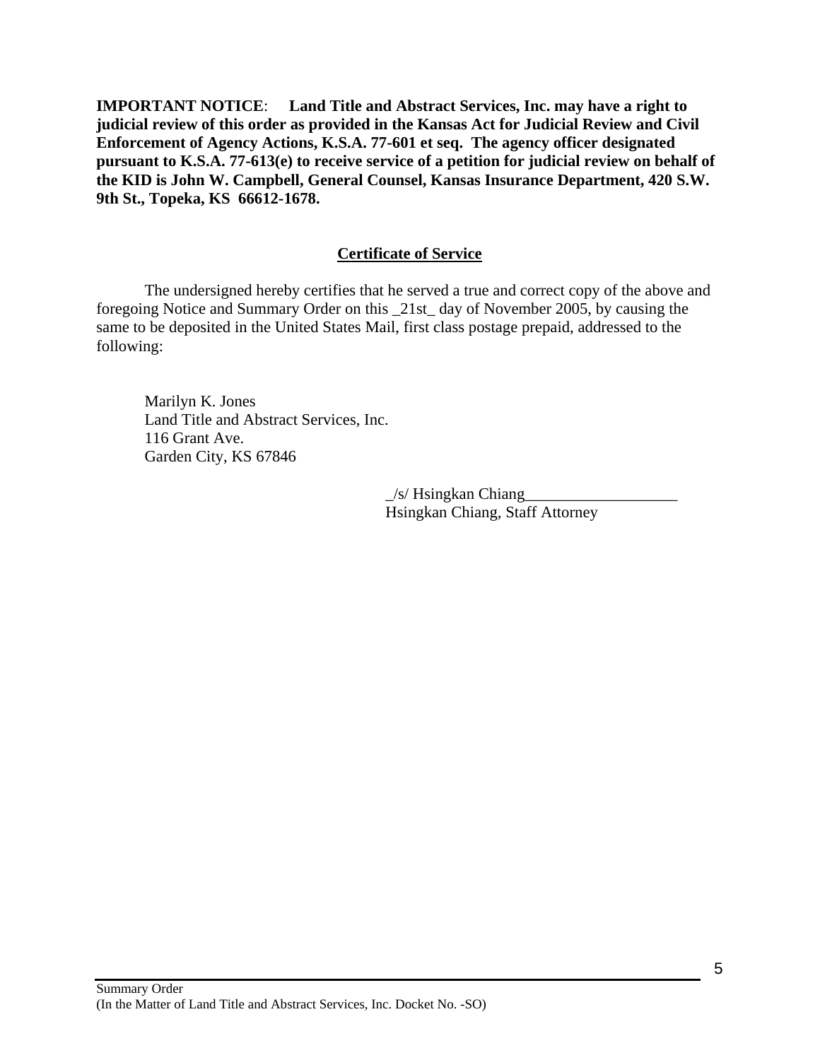**IMPORTANT NOTICE**: **Land Title and Abstract Services, Inc. may have a right to judicial review of this order as provided in the Kansas Act for Judicial Review and Civil Enforcement of Agency Actions, K.S.A. 77-601 et seq. The agency officer designated pursuant to K.S.A. 77-613(e) to receive service of a petition for judicial review on behalf of the KID is John W. Campbell, General Counsel, Kansas Insurance Department, 420 S.W. 9th St., Topeka, KS 66612-1678.**

## Certificate of Service

The undersigned hereby certifies that he served a true and correct copy of the above and foregoing Notice and Summary Order on this _21st_ day of November 2005, by causing the same to be deposited in the United States Mail, first class postage prepaid, addressed to the following:

Marilyn K. Jones
Land Title and Abstract Services, Inc.
116 Grant Ave.
Garden City, KS 67846

_/s/ Hsingkan Chiang___________________
Hsingkan Chiang, Staff Attorney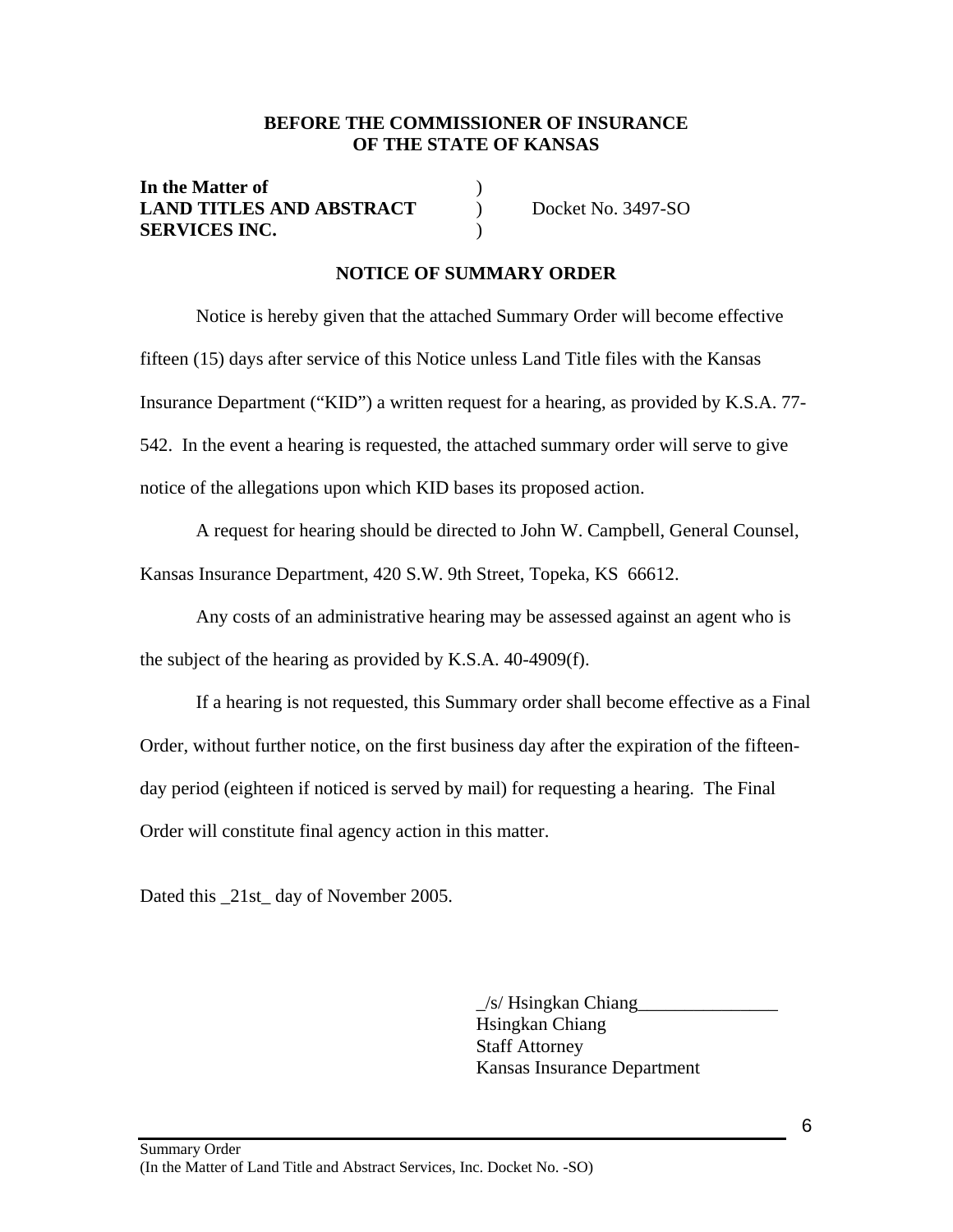**BEFORE THE COMMISSIONER OF INSURANCE**
**OF THE STATE OF KANSAS**

| | | |
|---|---|---|
| **In the Matter of** | ) | |
| **LAND TITLES AND ABSTRACT** | ) | Docket No. 3497-SO |
| **SERVICES INC.** | ) | |

**NOTICE OF SUMMARY ORDER**

Notice is hereby given that the attached Summary Order will become effective fifteen (15) days after service of this Notice unless Land Title files with the Kansas Insurance Department ("KID") a written request for a hearing, as provided by K.S.A. 77-542. In the event a hearing is requested, the attached summary order will serve to give notice of the allegations upon which KID bases its proposed action.

A request for hearing should be directed to John W. Campbell, General Counsel, Kansas Insurance Department, 420 S.W. 9th Street, Topeka, KS 66612.

Any costs of an administrative hearing may be assessed against an agent who is the subject of the hearing as provided by K.S.A. 40-4909(f).

If a hearing is not requested, this Summary order shall become effective as a Final Order, without further notice, on the first business day after the expiration of the fifteen-day period (eighteen if noticed is served by mail) for requesting a hearing. The Final Order will constitute final agency action in this matter.

Dated this _21st_ day of November 2005.

_/s/ Hsingkan Chiang_______________
Hsingkan Chiang
Staff Attorney
Kansas Insurance Department